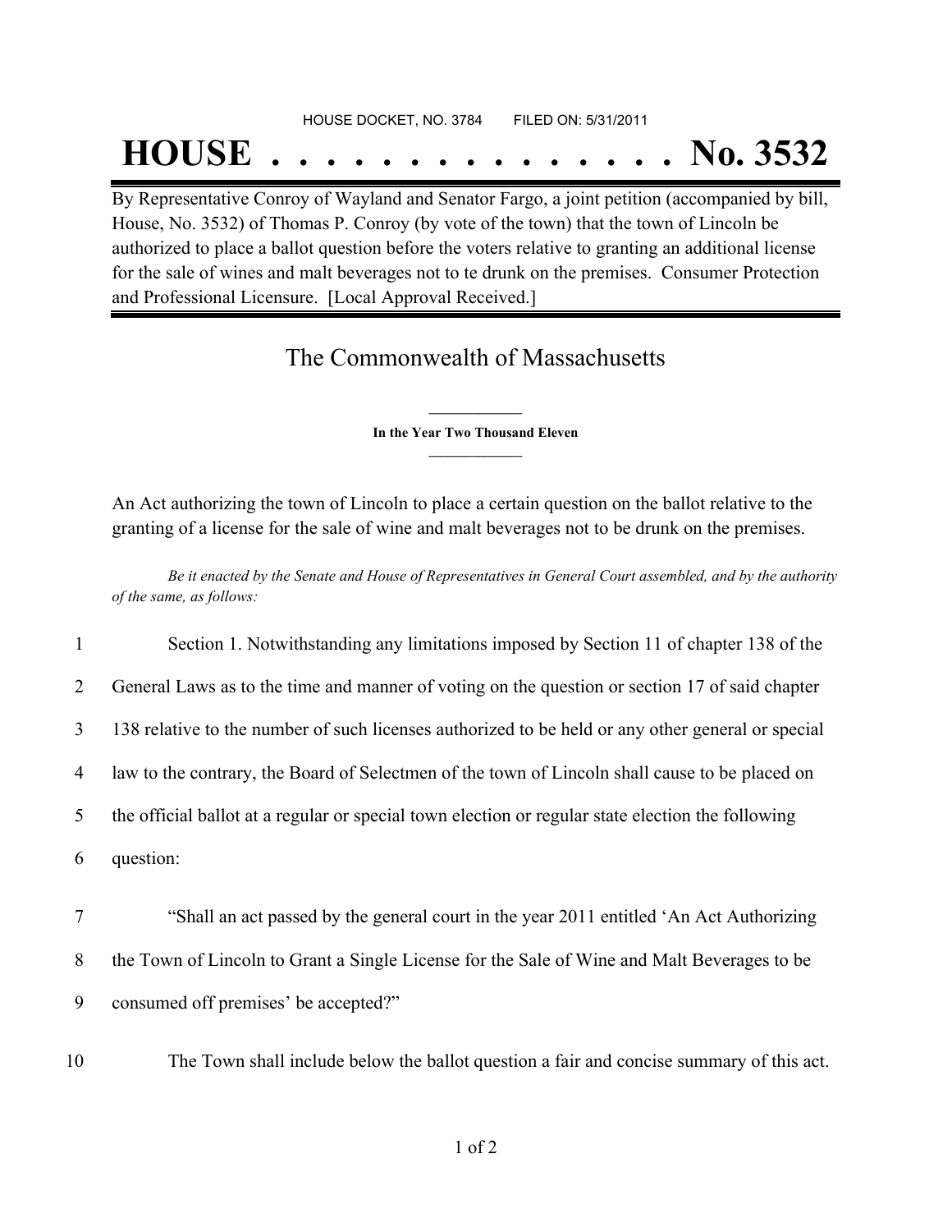HOUSE DOCKET, NO. 3784        FILED ON: 5/31/2011

# HOUSE . . . . . . . . . . . . . . . No. 3532

By Representative Conroy of Wayland and Senator Fargo, a joint petition (accompanied by bill, House, No. 3532) of Thomas P. Conroy (by vote of the town) that the town of Lincoln be authorized to place a ballot question before the voters relative to granting an additional license for the sale of wines and malt beverages not to te drunk on the premises. Consumer Protection and Professional Licensure. [Local Approval Received.]

## The Commonwealth of Massachusetts

**In the Year Two Thousand Eleven**

An Act authorizing the town of Lincoln to place a certain question on the ballot relative to the granting of a license for the sale of wine and malt beverages not to be drunk on the premises.

*Be it enacted by the Senate and House of Representatives in General Court assembled, and by the authority of the same, as follows:*

1 Section 1. Notwithstanding any limitations imposed by Section 11 of chapter 138 of the
2 General Laws as to the time and manner of voting on the question or section 17 of said chapter
3 138 relative to the number of such licenses authorized to be held or any other general or special
4 law to the contrary, the Board of Selectmen of the town of Lincoln shall cause to be placed on
5 the official ballot at a regular or special town election or regular state election the following
6 question:

7 "Shall an act passed by the general court in the year 2011 entitled 'An Act Authorizing
8 the Town of Lincoln to Grant a Single License for the Sale of Wine and Malt Beverages to be
9 consumed off premises' be accepted?"

10 The Town shall include below the ballot question a fair and concise summary of this act.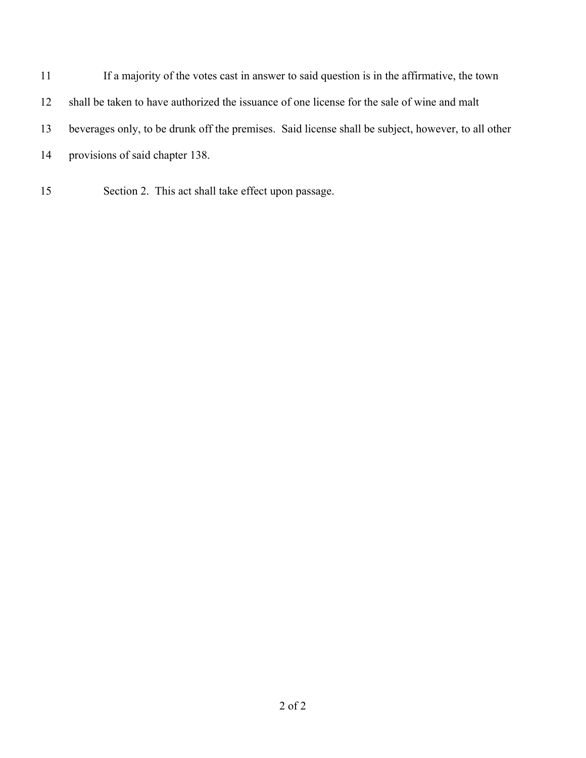If a majority of the votes cast in answer to said question is in the affirmative, the town shall be taken to have authorized the issuance of one license for the sale of wine and malt beverages only, to be drunk off the premises. Said license shall be subject, however, to all other provisions of said chapter 138.

Section 2. This act shall take effect upon passage.